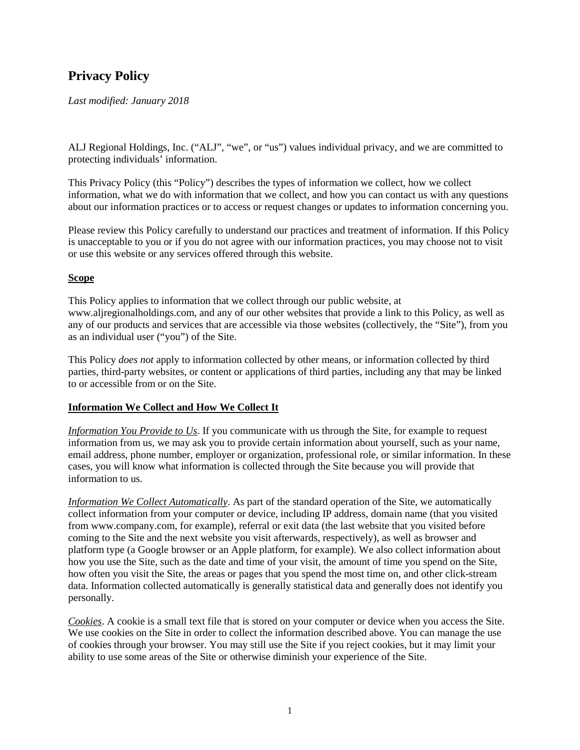# Privacy Policy

*Last modified: January 2018*

ALJ Regional Holdings, Inc. ("ALJ", "we", or "us") values individual privacy, and we are committed to protecting individuals' information.

This Privacy Policy (this "Policy") describes the types of information we collect, how we collect information, what we do with information that we collect, and how you can contact us with any questions about our information practices or to access or request changes or updates to information concerning you.

Please review this Policy carefully to understand our practices and treatment of information. If this Policy is unacceptable to you or if you do not agree with our information practices, you may choose not to visit or use this website or any services offered through this website.

## Scope

This Policy applies to information that we collect through our public website, at www.aljregionalholdings.com, and any of our other websites that provide a link to this Policy, as well as any of our products and services that are accessible via those websites (collectively, the "Site"), from you as an individual user ("you") of the Site.

This Policy *does not* apply to information collected by other means, or information collected by third parties, third-party websites, or content or applications of third parties, including any that may be linked to or accessible from or on the Site.

## Information We Collect and How We Collect It

*Information You Provide to Us*. If you communicate with us through the Site, for example to request information from us, we may ask you to provide certain information about yourself, such as your name, email address, phone number, employer or organization, professional role, or similar information. In these cases, you will know what information is collected through the Site because you will provide that information to us.

*Information We Collect Automatically*. As part of the standard operation of the Site, we automatically collect information from your computer or device, including IP address, domain name (that you visited from www.company.com, for example), referral or exit data (the last website that you visited before coming to the Site and the next website you visit afterwards, respectively), as well as browser and platform type (a Google browser or an Apple platform, for example). We also collect information about how you use the Site, such as the date and time of your visit, the amount of time you spend on the Site, how often you visit the Site, the areas or pages that you spend the most time on, and other click-stream data. Information collected automatically is generally statistical data and generally does not identify you personally.

*Cookies*. A cookie is a small text file that is stored on your computer or device when you access the Site. We use cookies on the Site in order to collect the information described above. You can manage the use of cookies through your browser. You may still use the Site if you reject cookies, but it may limit your ability to use some areas of the Site or otherwise diminish your experience of the Site.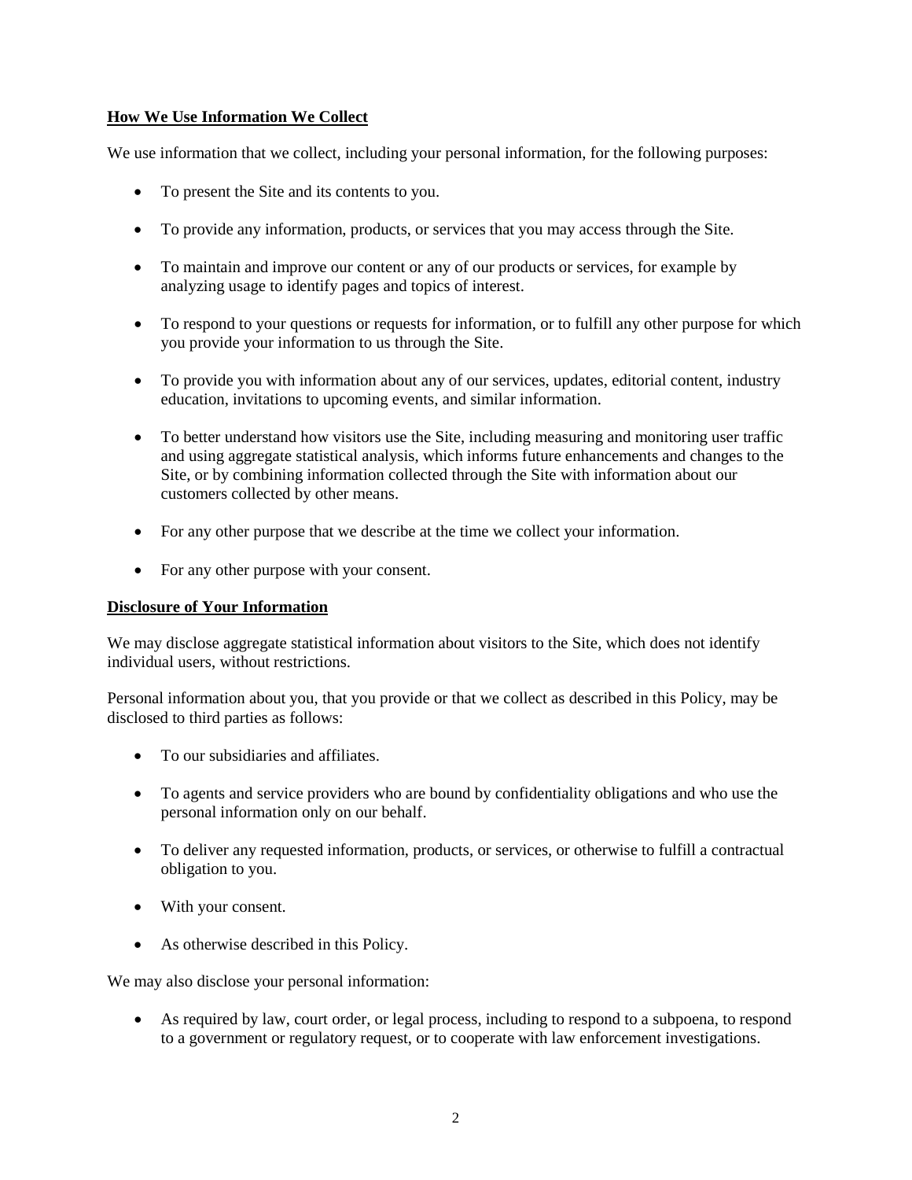**<u>How We Use Information We Collect</u>**

We use information that we collect, including your personal information, for the following purposes:

- To present the Site and its contents to you.
- To provide any information, products, or services that you may access through the Site.
- To maintain and improve our content or any of our products or services, for example by analyzing usage to identify pages and topics of interest.
- To respond to your questions or requests for information, or to fulfill any other purpose for which you provide your information to us through the Site.
- To provide you with information about any of our services, updates, editorial content, industry education, invitations to upcoming events, and similar information.
- To better understand how visitors use the Site, including measuring and monitoring user traffic and using aggregate statistical analysis, which informs future enhancements and changes to the Site, or by combining information collected through the Site with information about our customers collected by other means.
- For any other purpose that we describe at the time we collect your information.
- For any other purpose with your consent.

**<u>Disclosure of Your Information</u>**

We may disclose aggregate statistical information about visitors to the Site, which does not identify individual users, without restrictions.

Personal information about you, that you provide or that we collect as described in this Policy, may be disclosed to third parties as follows:

- To our subsidiaries and affiliates.
- To agents and service providers who are bound by confidentiality obligations and who use the personal information only on our behalf.
- To deliver any requested information, products, or services, or otherwise to fulfill a contractual obligation to you.
- With your consent.
- As otherwise described in this Policy.

We may also disclose your personal information:

- As required by law, court order, or legal process, including to respond to a subpoena, to respond to a government or regulatory request, or to cooperate with law enforcement investigations.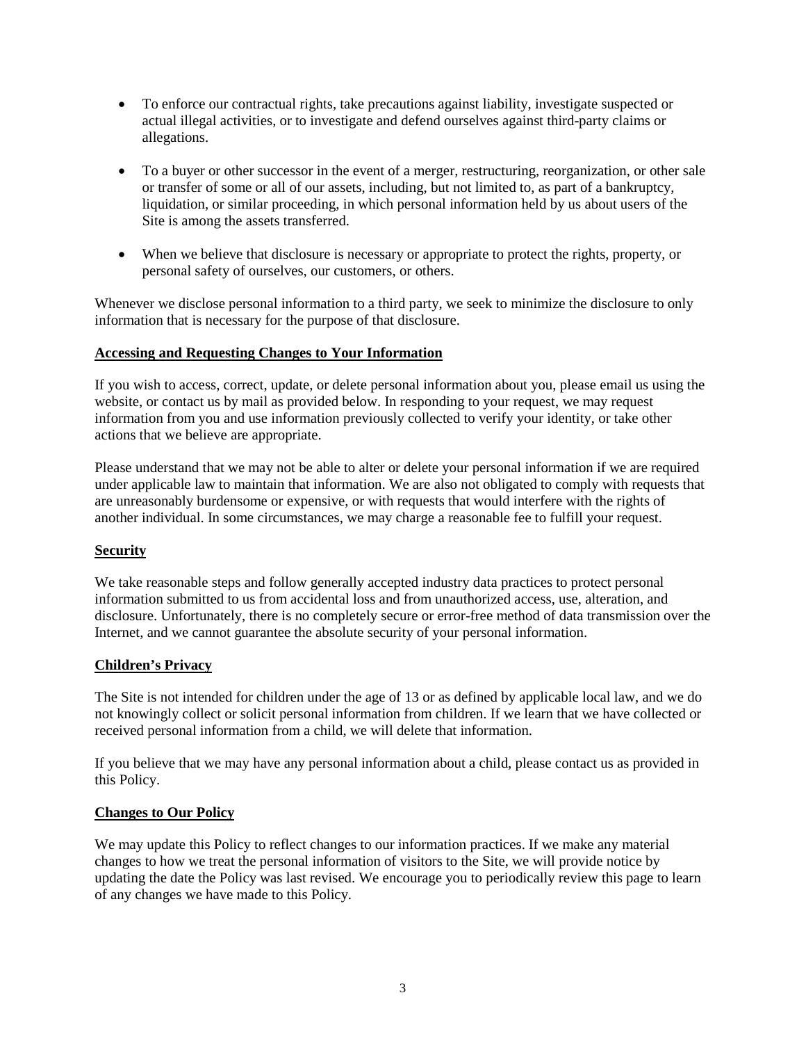- To enforce our contractual rights, take precautions against liability, investigate suspected or actual illegal activities, or to investigate and defend ourselves against third-party claims or allegations.

- To a buyer or other successor in the event of a merger, restructuring, reorganization, or other sale or transfer of some or all of our assets, including, but not limited to, as part of a bankruptcy, liquidation, or similar proceeding, in which personal information held by us about users of the Site is among the assets transferred.

- When we believe that disclosure is necessary or appropriate to protect the rights, property, or personal safety of ourselves, our customers, or others.

Whenever we disclose personal information to a third party, we seek to minimize the disclosure to only information that is necessary for the purpose of that disclosure.

**Accessing and Requesting Changes to Your Information**

If you wish to access, correct, update, or delete personal information about you, please email us using the website, or contact us by mail as provided below. In responding to your request, we may request information from you and use information previously collected to verify your identity, or take other actions that we believe are appropriate.

Please understand that we may not be able to alter or delete your personal information if we are required under applicable law to maintain that information. We are also not obligated to comply with requests that are unreasonably burdensome or expensive, or with requests that would interfere with the rights of another individual. In some circumstances, we may charge a reasonable fee to fulfill your request.

**Security**

We take reasonable steps and follow generally accepted industry data practices to protect personal information submitted to us from accidental loss and from unauthorized access, use, alteration, and disclosure. Unfortunately, there is no completely secure or error-free method of data transmission over the Internet, and we cannot guarantee the absolute security of your personal information.

**Children's Privacy**

The Site is not intended for children under the age of 13 or as defined by applicable local law, and we do not knowingly collect or solicit personal information from children. If we learn that we have collected or received personal information from a child, we will delete that information.

If you believe that we may have any personal information about a child, please contact us as provided in this Policy.

**Changes to Our Policy**

We may update this Policy to reflect changes to our information practices. If we make any material changes to how we treat the personal information of visitors to the Site, we will provide notice by updating the date the Policy was last revised. We encourage you to periodically review this page to learn of any changes we have made to this Policy.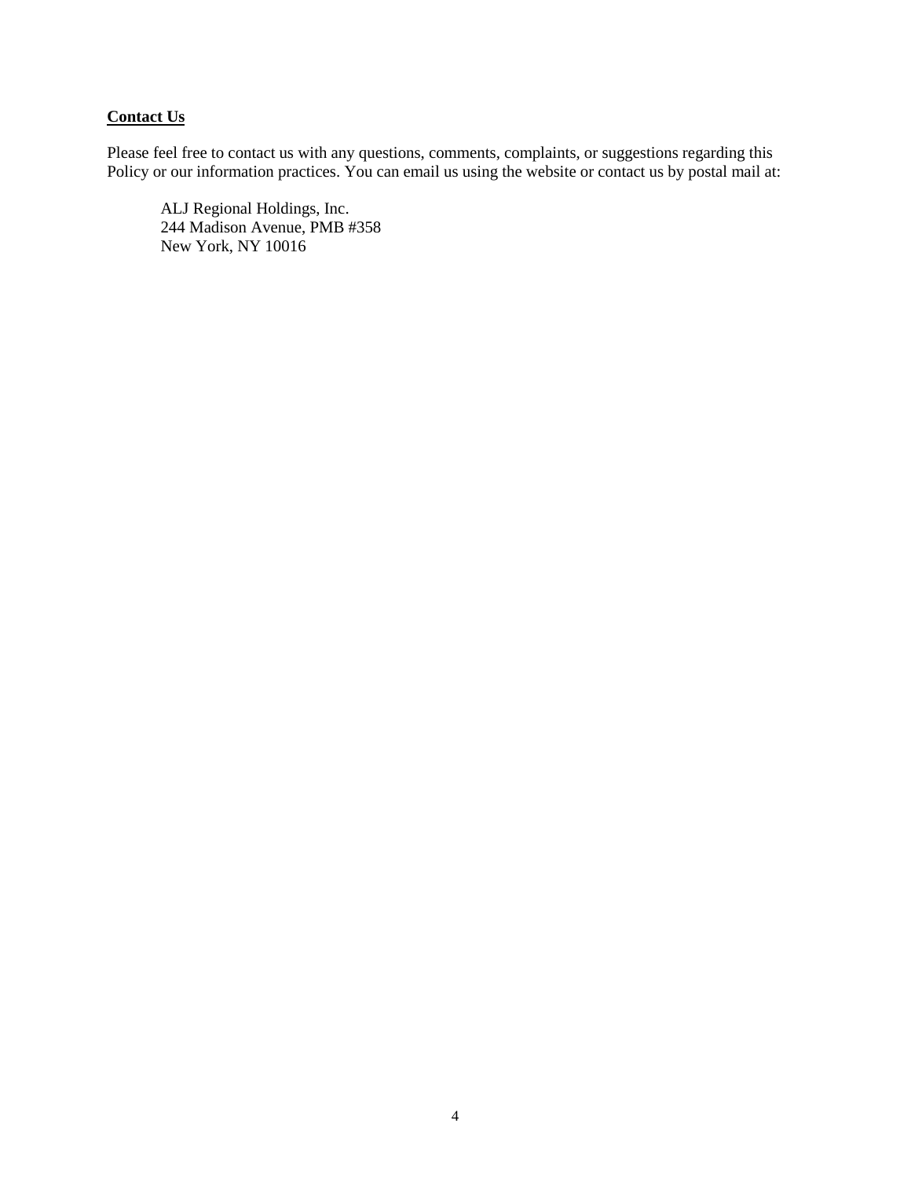## **Contact Us**

Please feel free to contact us with any questions, comments, complaints, or suggestions regarding this Policy or our information practices. You can email us using the website or contact us by postal mail at:

ALJ Regional Holdings, Inc.
244 Madison Avenue, PMB #358
New York, NY 10016